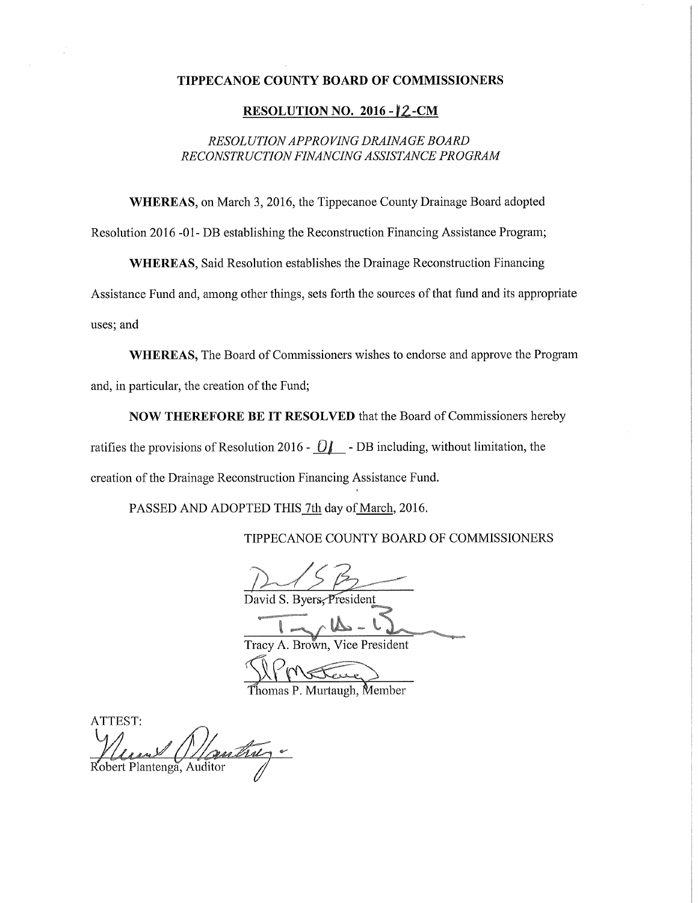# TIPPECANOE COUNTY BOARD OF COMMISSIONERS

## RESOLUTION NO. 2016 - 12 -CM

*RESOLUTION APPROVING DRAINAGE BOARD RECONSTRUCTION FINANCING ASSISTANCE PROGRAM*

**WHEREAS,** on March 3, 2016, the Tippecanoe County Drainage Board adopted Resolution 2016 -01- DB establishing the Reconstruction Financing Assistance Program;

**WHEREAS,** Said Resolution establishes the Drainage Reconstruction Financing Assistance Fund and, among other things, sets forth the sources of that fund and its appropriate uses; and

**WHEREAS,** The Board of Commissioners wishes to endorse and approve the Program and, in particular, the creation of the Fund;

**NOW THEREFORE BE IT RESOLVED** that the Board of Commissioners hereby ratifies the provisions of Resolution 2016 - 01 - DB including, without limitation, the creation of the Drainage Reconstruction Financing Assistance Fund.

PASSED AND ADOPTED THIS 7th day of March, 2016.

TIPPECANOE COUNTY BOARD OF COMMISSIONERS

David S. Byers, President

Tracy A. Brown, Vice President

Thomas P. Murtaugh, Member

ATTEST:

Robert Plantenga, Auditor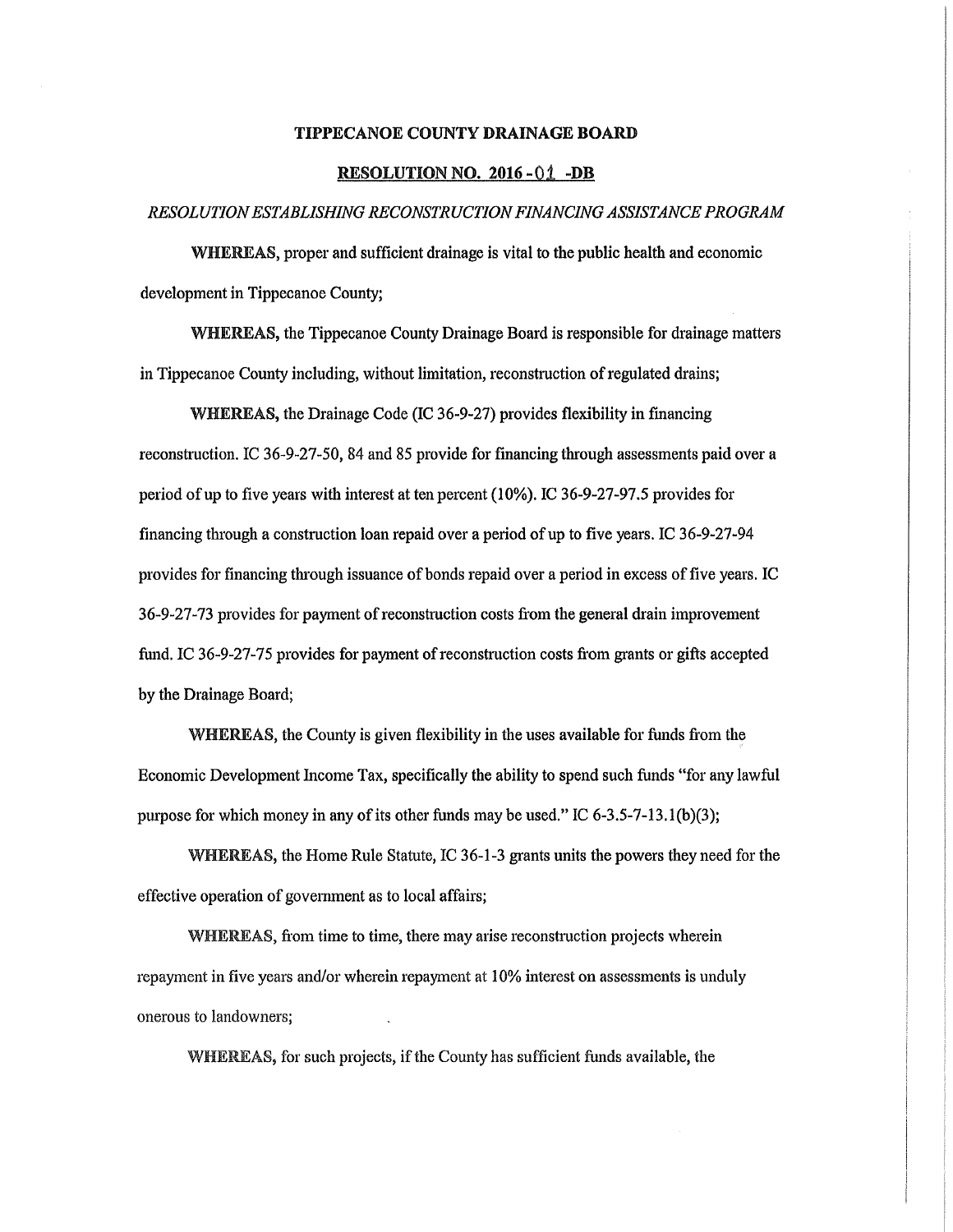**TIPPECANOE COUNTY DRAINAGE BOARD**

**RESOLUTION NO. 2016 - 01 -DB**

*RESOLUTION ESTABLISHING RECONSTRUCTION FINANCING ASSISTANCE PROGRAM*

**WHEREAS,** proper and sufficient drainage is vital to the public health and economic development in Tippecanoe County;

**WHEREAS,** the Tippecanoe County Drainage Board is responsible for drainage matters in Tippecanoe County including, without limitation, reconstruction of regulated drains;

**WHEREAS,** the Drainage Code (IC 36-9-27) provides flexibility in financing reconstruction. IC 36-9-27-50, 84 and 85 provide for financing through assessments paid over a period of up to five years with interest at ten percent (10%). IC 36-9-27-97.5 provides for financing through a construction loan repaid over a period of up to five years. IC 36-9-27-94 provides for financing through issuance of bonds repaid over a period in excess of five years. IC 36-9-27-73 provides for payment of reconstruction costs from the general drain improvement fund. IC 36-9-27-75 provides for payment of reconstruction costs from grants or gifts accepted by the Drainage Board;

**WHEREAS,** the County is given flexibility in the uses available for funds from the Economic Development Income Tax, specifically the ability to spend such funds "for any lawful purpose for which money in any of its other funds may be used." IC 6-3.5-7-13.1(b)(3);

**WHEREAS,** the Home Rule Statute, IC 36-1-3 grants units the powers they need for the effective operation of government as to local affairs;

**WHEREAS,** from time to time, there may arise reconstruction projects wherein repayment in five years and/or wherein repayment at 10% interest on assessments is unduly onerous to landowners;

**WHEREAS,** for such projects, if the County has sufficient funds available, the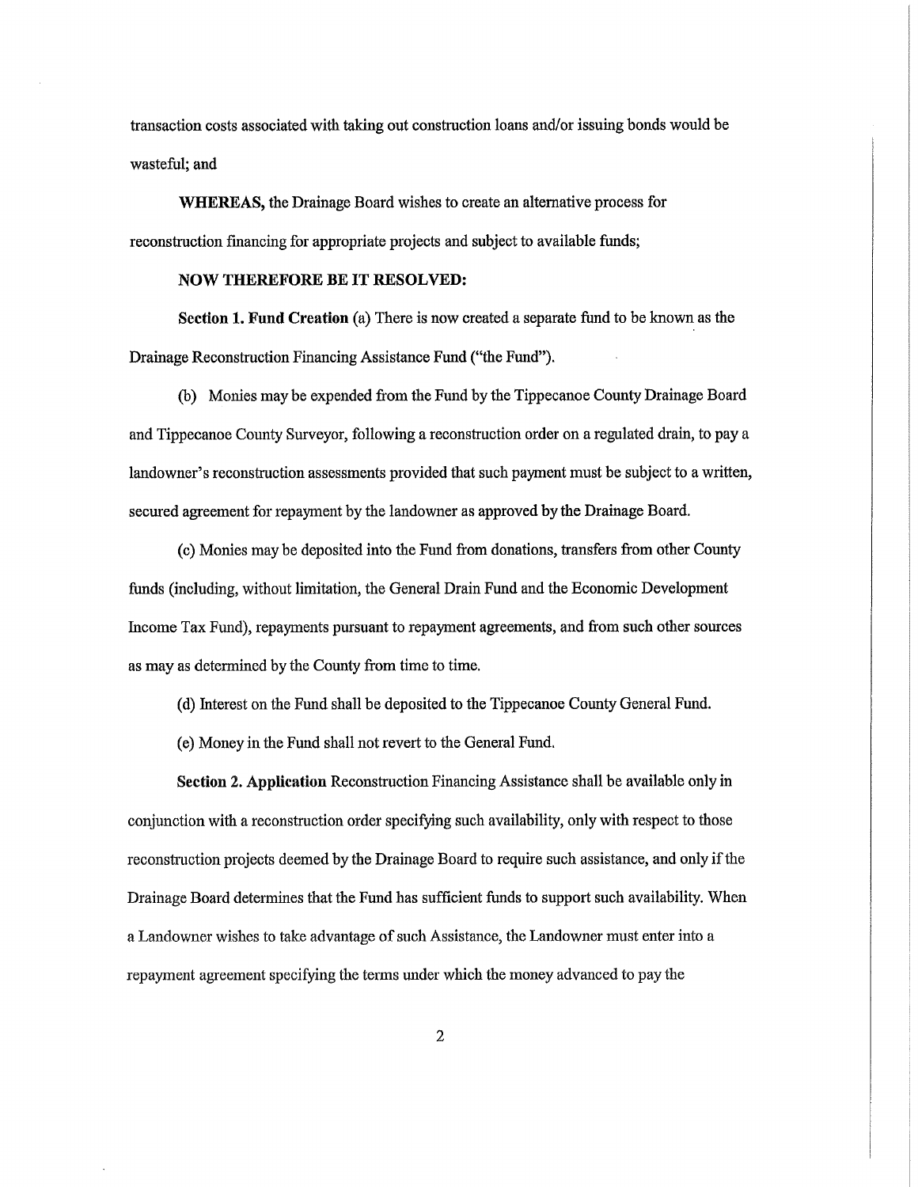transaction costs associated with taking out construction loans and/or issuing bonds would be wasteful; and

**WHEREAS,** the Drainage Board wishes to create an alternative process for reconstruction financing for appropriate projects and subject to available funds;

**NOW THEREFORE BE IT RESOLVED:**

**Section 1. Fund Creation** (a) There is now created a separate fund to be known as the Drainage Reconstruction Financing Assistance Fund ("the Fund").

(b) Monies may be expended from the Fund by the Tippecanoe County Drainage Board and Tippecanoe County Surveyor, following a reconstruction order on a regulated drain, to pay a landowner's reconstruction assessments provided that such payment must be subject to a written, secured agreement for repayment by the landowner as approved by the Drainage Board.

(c) Monies may be deposited into the Fund from donations, transfers from other County funds (including, without limitation, the General Drain Fund and the Economic Development Income Tax Fund), repayments pursuant to repayment agreements, and from such other sources as may as determined by the County from time to time.

(d) Interest on the Fund shall be deposited to the Tippecanoe County General Fund.

(e) Money in the Fund shall not revert to the General Fund.

**Section 2. Application** Reconstruction Financing Assistance shall be available only in conjunction with a reconstruction order specifying such availability, only with respect to those reconstruction projects deemed by the Drainage Board to require such assistance, and only if the Drainage Board determines that the Fund has sufficient funds to support such availability. When a Landowner wishes to take advantage of such Assistance, the Landowner must enter into a repayment agreement specifying the terms under which the money advanced to pay the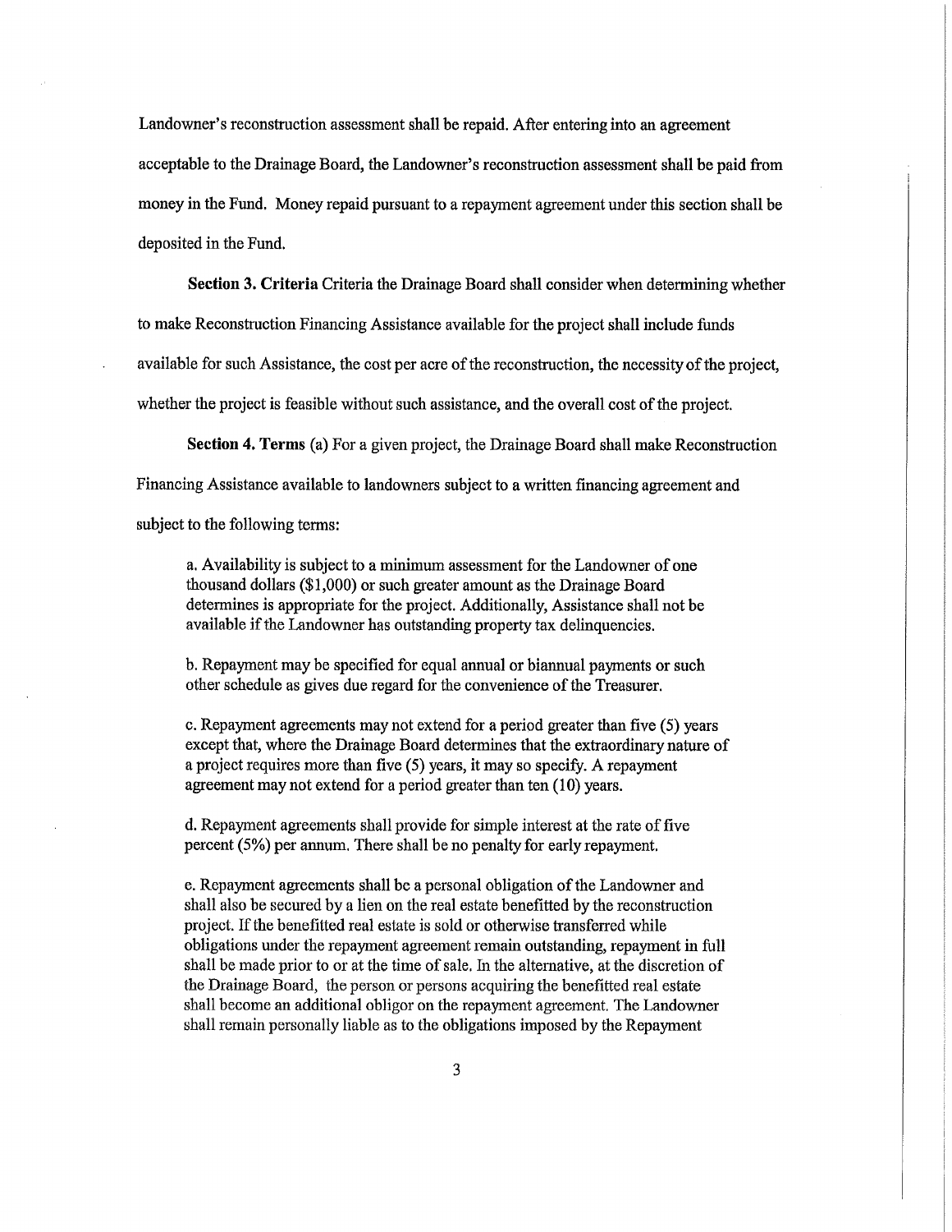Landowner's reconstruction assessment shall be repaid. After entering into an agreement acceptable to the Drainage Board, the Landowner's reconstruction assessment shall be paid from money in the Fund. Money repaid pursuant to a repayment agreement under this section shall be deposited in the Fund.

**Section 3. Criteria** Criteria the Drainage Board shall consider when determining whether to make Reconstruction Financing Assistance available for the project shall include funds available for such Assistance, the cost per acre of the reconstruction, the necessity of the project, whether the project is feasible without such assistance, and the overall cost of the project.

**Section 4. Terms** (a) For a given project, the Drainage Board shall make Reconstruction Financing Assistance available to landowners subject to a written financing agreement and subject to the following terms:

a. Availability is subject to a minimum assessment for the Landowner of one thousand dollars ($1,000) or such greater amount as the Drainage Board determines is appropriate for the project. Additionally, Assistance shall not be available if the Landowner has outstanding property tax delinquencies.

b. Repayment may be specified for equal annual or biannual payments or such other schedule as gives due regard for the convenience of the Treasurer.

c. Repayment agreements may not extend for a period greater than five (5) years except that, where the Drainage Board determines that the extraordinary nature of a project requires more than five (5) years, it may so specify. A repayment agreement may not extend for a period greater than ten (10) years.

d. Repayment agreements shall provide for simple interest at the rate of five percent (5%) per annum. There shall be no penalty for early repayment.

e. Repayment agreements shall be a personal obligation of the Landowner and shall also be secured by a lien on the real estate benefitted by the reconstruction project. If the benefitted real estate is sold or otherwise transferred while obligations under the repayment agreement remain outstanding, repayment in full shall be made prior to or at the time of sale. In the alternative, at the discretion of the Drainage Board, the person or persons acquiring the benefitted real estate shall become an additional obligor on the repayment agreement. The Landowner shall remain personally liable as to the obligations imposed by the Repayment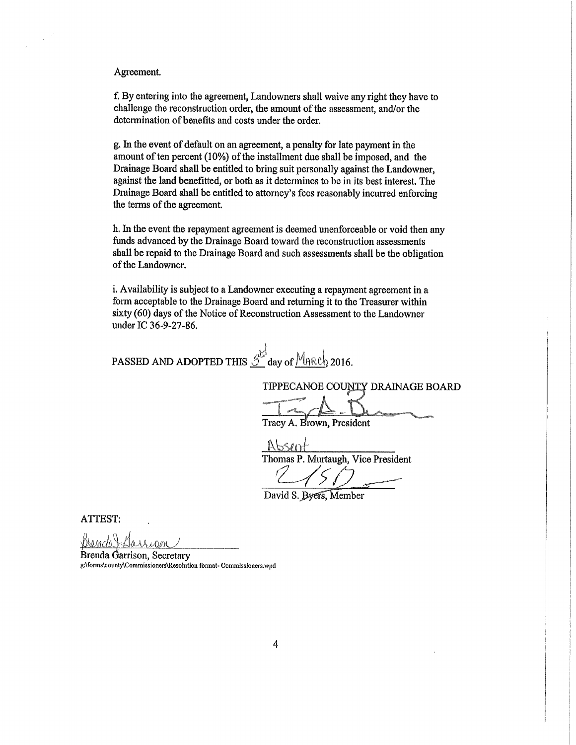Agreement.

f. By entering into the agreement, Landowners shall waive any right they have to challenge the reconstruction order, the amount of the assessment, and/or the determination of benefits and costs under the order.

g. In the event of default on an agreement, a penalty for late payment in the amount of ten percent (10%) of the installment due shall be imposed, and the Drainage Board shall be entitled to bring suit personally against the Landowner, against the land benefitted, or both as it determines to be in its best interest. The Drainage Board shall be entitled to attorney's fees reasonably incurred enforcing the terms of the agreement.

h. In the event the repayment agreement is deemed unenforceable or void then any funds advanced by the Drainage Board toward the reconstruction assessments shall be repaid to the Drainage Board and such assessments shall be the obligation of the Landowner.

i. Availability is subject to a Landowner executing a repayment agreement in a form acceptable to the Drainage Board and returning it to the Treasurer within sixty (60) days of the Notice of Reconstruction Assessment to the Landowner under IC 36-9-27-86.

PASSED AND ADOPTED THIS 3rd day of March 2016.

TIPPECANOE COUNTY DRAINAGE BOARD

Tracy A. Brown, President

Absent
Thomas P. Murtaugh, Vice President

David S. Byers, Member

ATTEST:

Brenda Garrison, Secretary

g:\forms\county\Commissioners\Resolution format- Commissioners.wpd